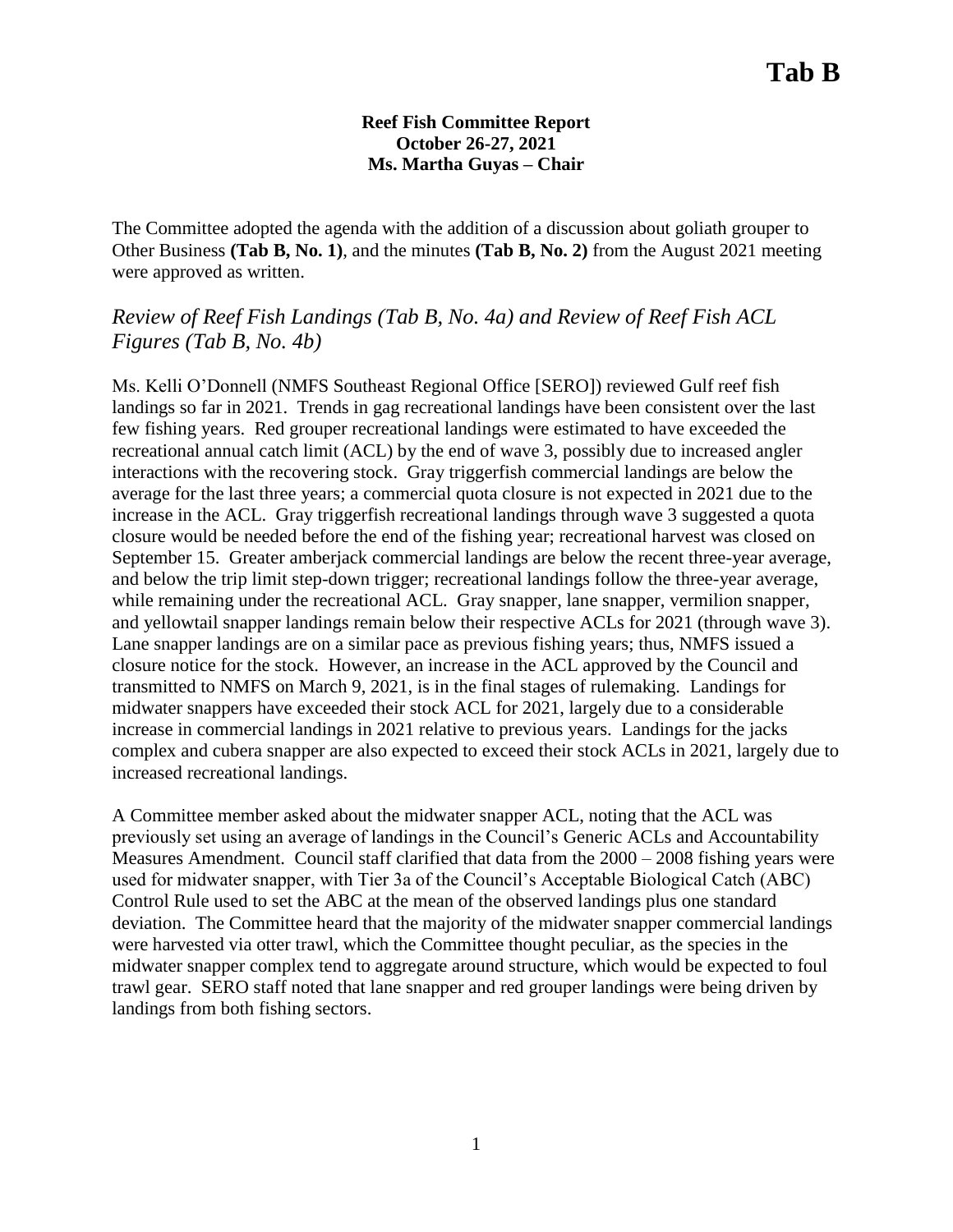# Tab B

**Reef Fish Committee Report**
**October 26-27, 2021**
**Ms. Martha Guyas – Chair**

The Committee adopted the agenda with the addition of a discussion about goliath grouper to Other Business **(Tab B, No. 1)**, and the minutes **(Tab B, No. 2)** from the August 2021 meeting were approved as written.

## *Review of Reef Fish Landings (Tab B, No. 4a) and Review of Reef Fish ACL Figures (Tab B, No. 4b)*

Ms. Kelli O'Donnell (NMFS Southeast Regional Office [SERO]) reviewed Gulf reef fish landings so far in 2021. Trends in gag recreational landings have been consistent over the last few fishing years. Red grouper recreational landings were estimated to have exceeded the recreational annual catch limit (ACL) by the end of wave 3, possibly due to increased angler interactions with the recovering stock. Gray triggerfish commercial landings are below the average for the last three years; a commercial quota closure is not expected in 2021 due to the increase in the ACL. Gray triggerfish recreational landings through wave 3 suggested a quota closure would be needed before the end of the fishing year; recreational harvest was closed on September 15. Greater amberjack commercial landings are below the recent three-year average, and below the trip limit step-down trigger; recreational landings follow the three-year average, while remaining under the recreational ACL. Gray snapper, lane snapper, vermilion snapper, and yellowtail snapper landings remain below their respective ACLs for 2021 (through wave 3). Lane snapper landings are on a similar pace as previous fishing years; thus, NMFS issued a closure notice for the stock. However, an increase in the ACL approved by the Council and transmitted to NMFS on March 9, 2021, is in the final stages of rulemaking. Landings for midwater snappers have exceeded their stock ACL for 2021, largely due to a considerable increase in commercial landings in 2021 relative to previous years. Landings for the jacks complex and cubera snapper are also expected to exceed their stock ACLs in 2021, largely due to increased recreational landings.

A Committee member asked about the midwater snapper ACL, noting that the ACL was previously set using an average of landings in the Council's Generic ACLs and Accountability Measures Amendment. Council staff clarified that data from the 2000 – 2008 fishing years were used for midwater snapper, with Tier 3a of the Council's Acceptable Biological Catch (ABC) Control Rule used to set the ABC at the mean of the observed landings plus one standard deviation. The Committee heard that the majority of the midwater snapper commercial landings were harvested via otter trawl, which the Committee thought peculiar, as the species in the midwater snapper complex tend to aggregate around structure, which would be expected to foul trawl gear. SERO staff noted that lane snapper and red grouper landings were being driven by landings from both fishing sectors.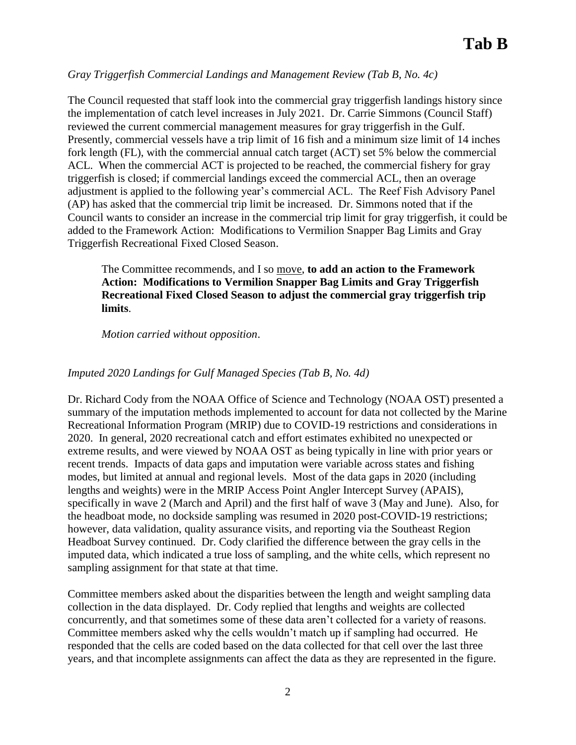*Gray Triggerfish Commercial Landings and Management Review (Tab B, No. 4c)*

The Council requested that staff look into the commercial gray triggerfish landings history since the implementation of catch level increases in July 2021. Dr. Carrie Simmons (Council Staff) reviewed the current commercial management measures for gray triggerfish in the Gulf. Presently, commercial vessels have a trip limit of 16 fish and a minimum size limit of 14 inches fork length (FL), with the commercial annual catch target (ACT) set 5% below the commercial ACL. When the commercial ACT is projected to be reached, the commercial fishery for gray triggerfish is closed; if commercial landings exceed the commercial ACL, then an overage adjustment is applied to the following year's commercial ACL. The Reef Fish Advisory Panel (AP) has asked that the commercial trip limit be increased. Dr. Simmons noted that if the Council wants to consider an increase in the commercial trip limit for gray triggerfish, it could be added to the Framework Action: Modifications to Vermilion Snapper Bag Limits and Gray Triggerfish Recreational Fixed Closed Season.

> The Committee recommends, and I so <u>move</u>, **to add an action to the Framework Action: Modifications to Vermilion Snapper Bag Limits and Gray Triggerfish Recreational Fixed Closed Season to adjust the commercial gray triggerfish trip limits**.
>
> *Motion carried without opposition*.

*Imputed 2020 Landings for Gulf Managed Species (Tab B, No. 4d)*

Dr. Richard Cody from the NOAA Office of Science and Technology (NOAA OST) presented a summary of the imputation methods implemented to account for data not collected by the Marine Recreational Information Program (MRIP) due to COVID-19 restrictions and considerations in 2020. In general, 2020 recreational catch and effort estimates exhibited no unexpected or extreme results, and were viewed by NOAA OST as being typically in line with prior years or recent trends. Impacts of data gaps and imputation were variable across states and fishing modes, but limited at annual and regional levels. Most of the data gaps in 2020 (including lengths and weights) were in the MRIP Access Point Angler Intercept Survey (APAIS), specifically in wave 2 (March and April) and the first half of wave 3 (May and June). Also, for the headboat mode, no dockside sampling was resumed in 2020 post-COVID-19 restrictions; however, data validation, quality assurance visits, and reporting via the Southeast Region Headboat Survey continued. Dr. Cody clarified the difference between the gray cells in the imputed data, which indicated a true loss of sampling, and the white cells, which represent no sampling assignment for that state at that time.

Committee members asked about the disparities between the length and weight sampling data collection in the data displayed. Dr. Cody replied that lengths and weights are collected concurrently, and that sometimes some of these data aren't collected for a variety of reasons. Committee members asked why the cells wouldn't match up if sampling had occurred. He responded that the cells are coded based on the data collected for that cell over the last three years, and that incomplete assignments can affect the data as they are represented in the figure.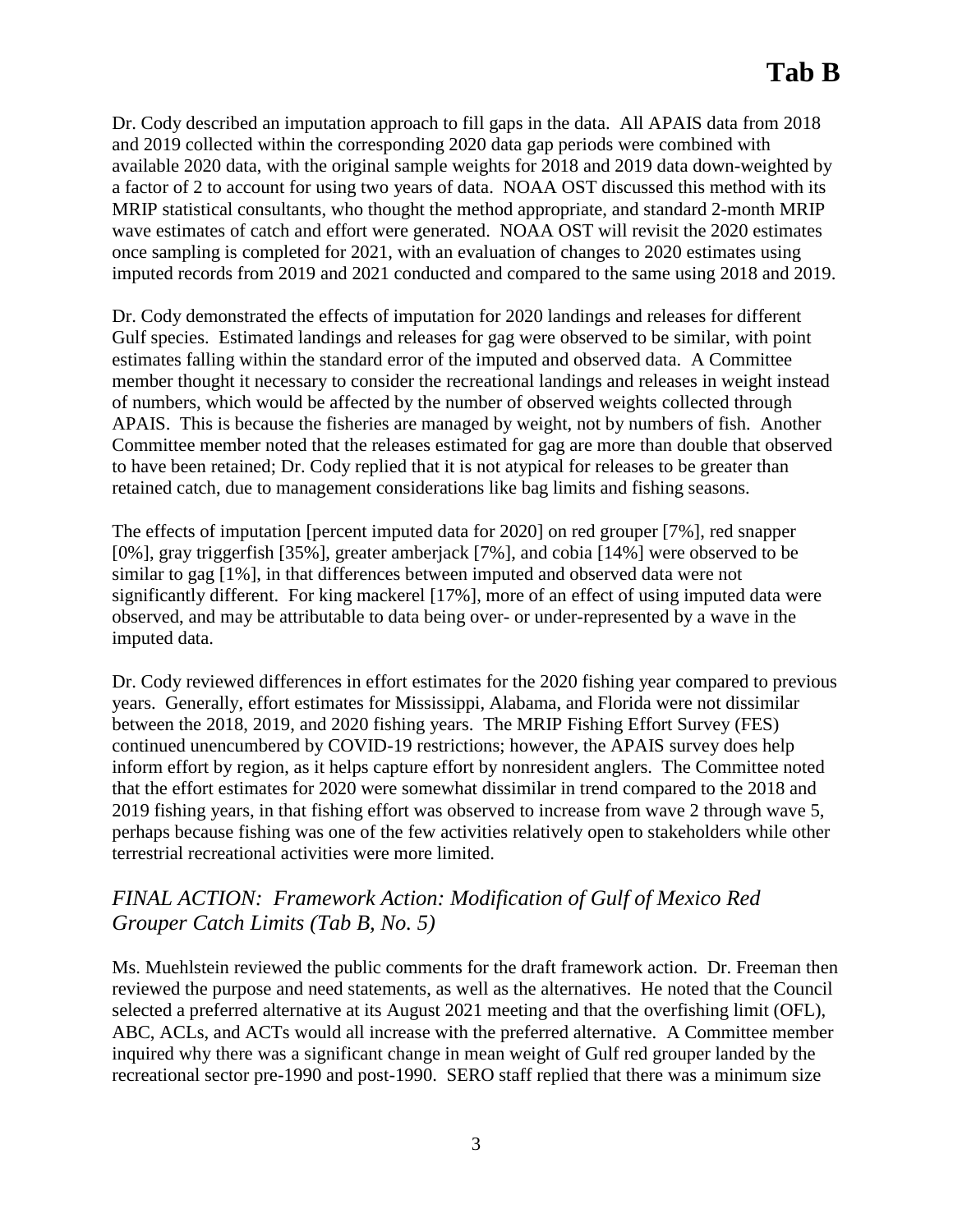Dr. Cody described an imputation approach to fill gaps in the data. All APAIS data from 2018 and 2019 collected within the corresponding 2020 data gap periods were combined with available 2020 data, with the original sample weights for 2018 and 2019 data down-weighted by a factor of 2 to account for using two years of data. NOAA OST discussed this method with its MRIP statistical consultants, who thought the method appropriate, and standard 2-month MRIP wave estimates of catch and effort were generated. NOAA OST will revisit the 2020 estimates once sampling is completed for 2021, with an evaluation of changes to 2020 estimates using imputed records from 2019 and 2021 conducted and compared to the same using 2018 and 2019.

Dr. Cody demonstrated the effects of imputation for 2020 landings and releases for different Gulf species. Estimated landings and releases for gag were observed to be similar, with point estimates falling within the standard error of the imputed and observed data. A Committee member thought it necessary to consider the recreational landings and releases in weight instead of numbers, which would be affected by the number of observed weights collected through APAIS. This is because the fisheries are managed by weight, not by numbers of fish. Another Committee member noted that the releases estimated for gag are more than double that observed to have been retained; Dr. Cody replied that it is not atypical for releases to be greater than retained catch, due to management considerations like bag limits and fishing seasons.

The effects of imputation [percent imputed data for 2020] on red grouper [7%], red snapper [0%], gray triggerfish [35%], greater amberjack [7%], and cobia [14%] were observed to be similar to gag [1%], in that differences between imputed and observed data were not significantly different. For king mackerel [17%], more of an effect of using imputed data were observed, and may be attributable to data being over- or under-represented by a wave in the imputed data.

Dr. Cody reviewed differences in effort estimates for the 2020 fishing year compared to previous years. Generally, effort estimates for Mississippi, Alabama, and Florida were not dissimilar between the 2018, 2019, and 2020 fishing years. The MRIP Fishing Effort Survey (FES) continued unencumbered by COVID-19 restrictions; however, the APAIS survey does help inform effort by region, as it helps capture effort by nonresident anglers. The Committee noted that the effort estimates for 2020 were somewhat dissimilar in trend compared to the 2018 and 2019 fishing years, in that fishing effort was observed to increase from wave 2 through wave 5, perhaps because fishing was one of the few activities relatively open to stakeholders while other terrestrial recreational activities were more limited.

## *FINAL ACTION: Framework Action: Modification of Gulf of Mexico Red Grouper Catch Limits (Tab B, No. 5)*

Ms. Muehlstein reviewed the public comments for the draft framework action. Dr. Freeman then reviewed the purpose and need statements, as well as the alternatives. He noted that the Council selected a preferred alternative at its August 2021 meeting and that the overfishing limit (OFL), ABC, ACLs, and ACTs would all increase with the preferred alternative. A Committee member inquired why there was a significant change in mean weight of Gulf red grouper landed by the recreational sector pre-1990 and post-1990. SERO staff replied that there was a minimum size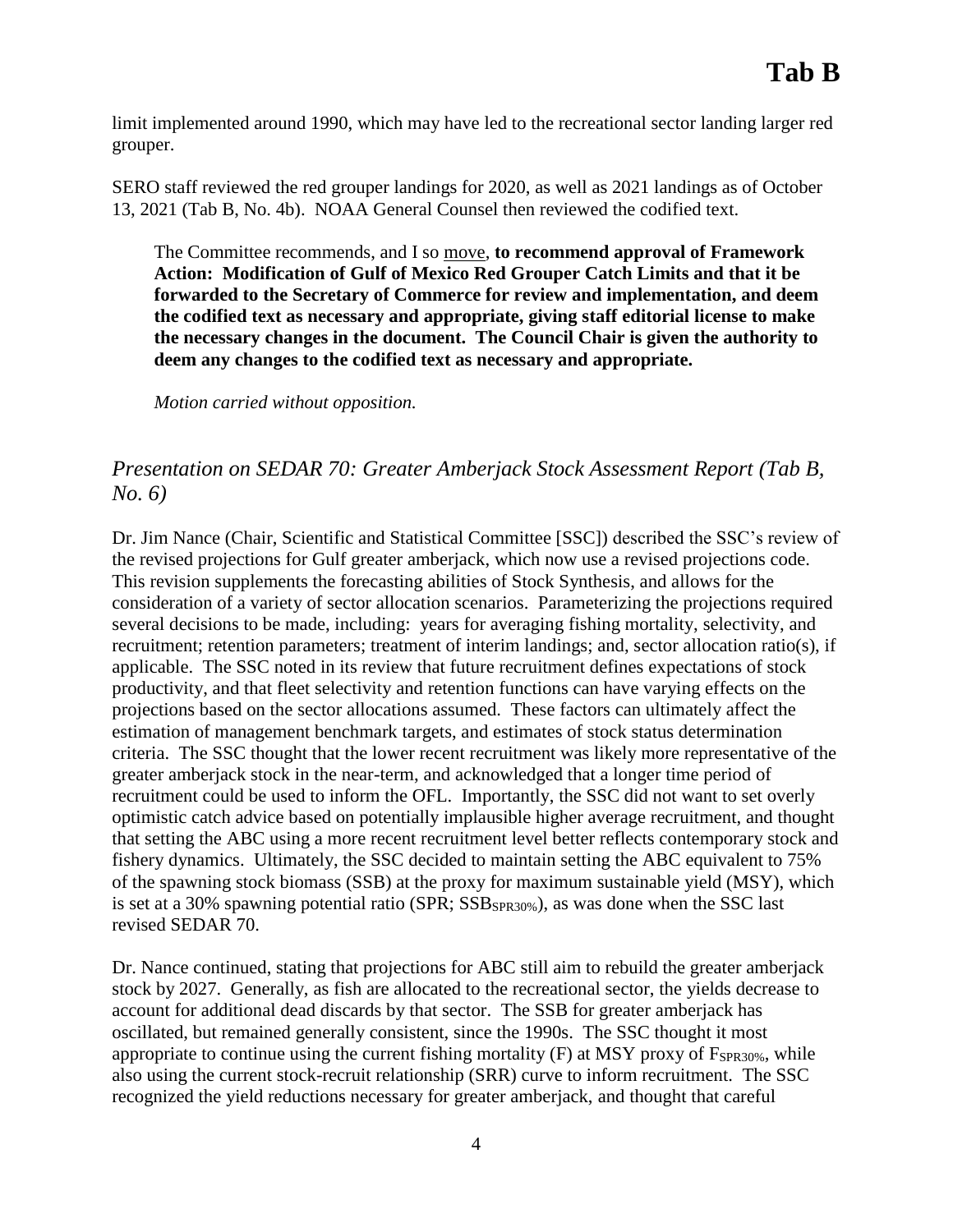limit implemented around 1990, which may have led to the recreational sector landing larger red grouper.

SERO staff reviewed the red grouper landings for 2020, as well as 2021 landings as of October 13, 2021 (Tab B, No. 4b). NOAA General Counsel then reviewed the codified text.

> The Committee recommends, and I so move, **to recommend approval of Framework Action: Modification of Gulf of Mexico Red Grouper Catch Limits and that it be forwarded to the Secretary of Commerce for review and implementation, and deem the codified text as necessary and appropriate, giving staff editorial license to make the necessary changes in the document. The Council Chair is given the authority to deem any changes to the codified text as necessary and appropriate.**
>
> *Motion carried without opposition.*

## *Presentation on SEDAR 70: Greater Amberjack Stock Assessment Report (Tab B, No. 6)*

Dr. Jim Nance (Chair, Scientific and Statistical Committee [SSC]) described the SSC's review of the revised projections for Gulf greater amberjack, which now use a revised projections code. This revision supplements the forecasting abilities of Stock Synthesis, and allows for the consideration of a variety of sector allocation scenarios. Parameterizing the projections required several decisions to be made, including: years for averaging fishing mortality, selectivity, and recruitment; retention parameters; treatment of interim landings; and, sector allocation ratio(s), if applicable. The SSC noted in its review that future recruitment defines expectations of stock productivity, and that fleet selectivity and retention functions can have varying effects on the projections based on the sector allocations assumed. These factors can ultimately affect the estimation of management benchmark targets, and estimates of stock status determination criteria. The SSC thought that the lower recent recruitment was likely more representative of the greater amberjack stock in the near-term, and acknowledged that a longer time period of recruitment could be used to inform the OFL. Importantly, the SSC did not want to set overly optimistic catch advice based on potentially implausible higher average recruitment, and thought that setting the ABC using a more recent recruitment level better reflects contemporary stock and fishery dynamics. Ultimately, the SSC decided to maintain setting the ABC equivalent to 75% of the spawning stock biomass (SSB) at the proxy for maximum sustainable yield (MSY), which is set at a 30% spawning potential ratio (SPR; $SSB_{SPR30\%}$), as was done when the SSC last revised SEDAR 70.

Dr. Nance continued, stating that projections for ABC still aim to rebuild the greater amberjack stock by 2027. Generally, as fish are allocated to the recreational sector, the yields decrease to account for additional dead discards by that sector. The SSB for greater amberjack has oscillated, but remained generally consistent, since the 1990s. The SSC thought it most appropriate to continue using the current fishing mortality (F) at MSY proxy of $F_{SPR30\%}$, while also using the current stock-recruit relationship (SRR) curve to inform recruitment. The SSC recognized the yield reductions necessary for greater amberjack, and thought that careful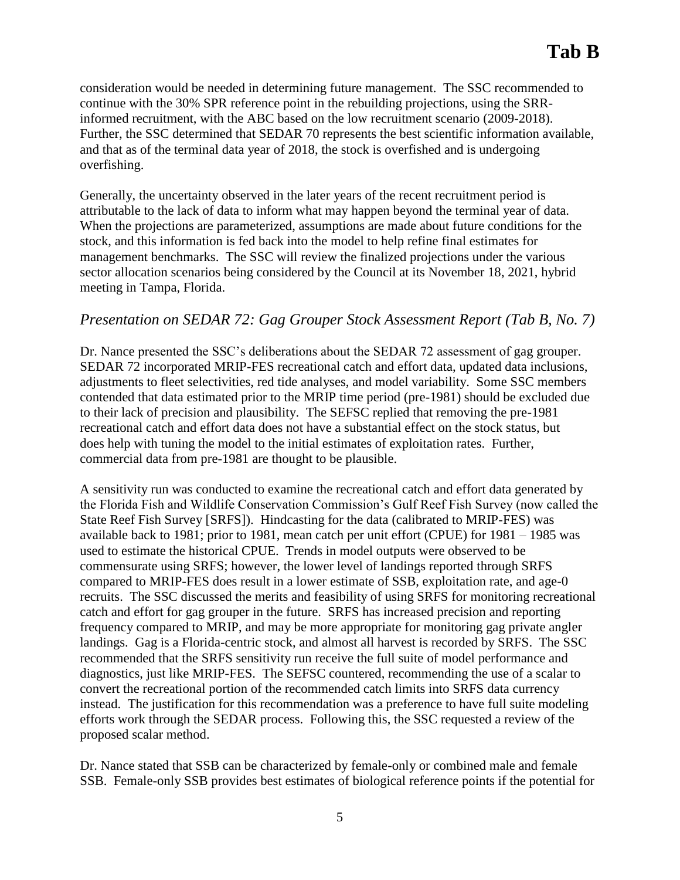consideration would be needed in determining future management. The SSC recommended to continue with the 30% SPR reference point in the rebuilding projections, using the SRR-informed recruitment, with the ABC based on the low recruitment scenario (2009-2018). Further, the SSC determined that SEDAR 70 represents the best scientific information available, and that as of the terminal data year of 2018, the stock is overfished and is undergoing overfishing.

Generally, the uncertainty observed in the later years of the recent recruitment period is attributable to the lack of data to inform what may happen beyond the terminal year of data. When the projections are parameterized, assumptions are made about future conditions for the stock, and this information is fed back into the model to help refine final estimates for management benchmarks. The SSC will review the finalized projections under the various sector allocation scenarios being considered by the Council at its November 18, 2021, hybrid meeting in Tampa, Florida.

## *Presentation on SEDAR 72: Gag Grouper Stock Assessment Report (Tab B, No. 7)*

Dr. Nance presented the SSC's deliberations about the SEDAR 72 assessment of gag grouper. SEDAR 72 incorporated MRIP-FES recreational catch and effort data, updated data inclusions, adjustments to fleet selectivities, red tide analyses, and model variability. Some SSC members contended that data estimated prior to the MRIP time period (pre-1981) should be excluded due to their lack of precision and plausibility. The SEFSC replied that removing the pre-1981 recreational catch and effort data does not have a substantial effect on the stock status, but does help with tuning the model to the initial estimates of exploitation rates. Further, commercial data from pre-1981 are thought to be plausible.

A sensitivity run was conducted to examine the recreational catch and effort data generated by the Florida Fish and Wildlife Conservation Commission's Gulf Reef Fish Survey (now called the State Reef Fish Survey [SRFS]). Hindcasting for the data (calibrated to MRIP-FES) was available back to 1981; prior to 1981, mean catch per unit effort (CPUE) for 1981 – 1985 was used to estimate the historical CPUE. Trends in model outputs were observed to be commensurate using SRFS; however, the lower level of landings reported through SRFS compared to MRIP-FES does result in a lower estimate of SSB, exploitation rate, and age-0 recruits. The SSC discussed the merits and feasibility of using SRFS for monitoring recreational catch and effort for gag grouper in the future. SRFS has increased precision and reporting frequency compared to MRIP, and may be more appropriate for monitoring gag private angler landings. Gag is a Florida-centric stock, and almost all harvest is recorded by SRFS. The SSC recommended that the SRFS sensitivity run receive the full suite of model performance and diagnostics, just like MRIP-FES. The SEFSC countered, recommending the use of a scalar to convert the recreational portion of the recommended catch limits into SRFS data currency instead. The justification for this recommendation was a preference to have full suite modeling efforts work through the SEDAR process. Following this, the SSC requested a review of the proposed scalar method.

Dr. Nance stated that SSB can be characterized by female-only or combined male and female SSB. Female-only SSB provides best estimates of biological reference points if the potential for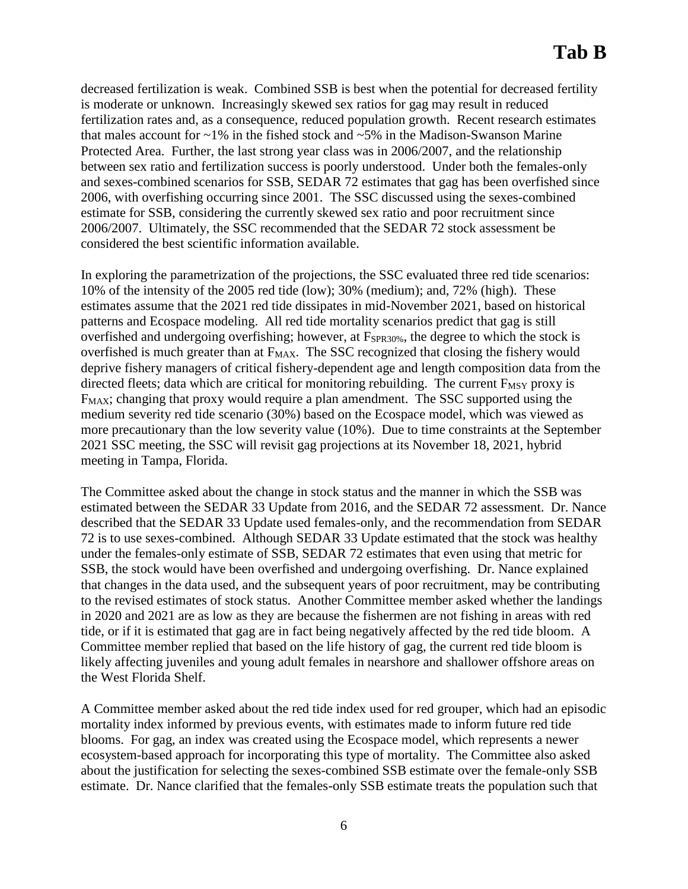decreased fertilization is weak. Combined SSB is best when the potential for decreased fertility is moderate or unknown. Increasingly skewed sex ratios for gag may result in reduced fertilization rates and, as a consequence, reduced population growth. Recent research estimates that males account for ~1% in the fished stock and ~5% in the Madison-Swanson Marine Protected Area. Further, the last strong year class was in 2006/2007, and the relationship between sex ratio and fertilization success is poorly understood. Under both the females-only and sexes-combined scenarios for SSB, SEDAR 72 estimates that gag has been overfished since 2006, with overfishing occurring since 2001. The SSC discussed using the sexes-combined estimate for SSB, considering the currently skewed sex ratio and poor recruitment since 2006/2007. Ultimately, the SSC recommended that the SEDAR 72 stock assessment be considered the best scientific information available.

In exploring the parametrization of the projections, the SSC evaluated three red tide scenarios: 10% of the intensity of the 2005 red tide (low); 30% (medium); and, 72% (high). These estimates assume that the 2021 red tide dissipates in mid-November 2021, based on historical patterns and Ecospace modeling. All red tide mortality scenarios predict that gag is still overfished and undergoing overfishing; however, at $F_{SPR30\%}$, the degree to which the stock is overfished is much greater than at $F_{MAX}$. The SSC recognized that closing the fishery would deprive fishery managers of critical fishery-dependent age and length composition data from the directed fleets; data which are critical for monitoring rebuilding. The current $F_{MSY}$ proxy is $F_{MAX}$; changing that proxy would require a plan amendment. The SSC supported using the medium severity red tide scenario (30%) based on the Ecospace model, which was viewed as more precautionary than the low severity value (10%). Due to time constraints at the September 2021 SSC meeting, the SSC will revisit gag projections at its November 18, 2021, hybrid meeting in Tampa, Florida.

The Committee asked about the change in stock status and the manner in which the SSB was estimated between the SEDAR 33 Update from 2016, and the SEDAR 72 assessment. Dr. Nance described that the SEDAR 33 Update used females-only, and the recommendation from SEDAR 72 is to use sexes-combined. Although SEDAR 33 Update estimated that the stock was healthy under the females-only estimate of SSB, SEDAR 72 estimates that even using that metric for SSB, the stock would have been overfished and undergoing overfishing. Dr. Nance explained that changes in the data used, and the subsequent years of poor recruitment, may be contributing to the revised estimates of stock status. Another Committee member asked whether the landings in 2020 and 2021 are as low as they are because the fishermen are not fishing in areas with red tide, or if it is estimated that gag are in fact being negatively affected by the red tide bloom. A Committee member replied that based on the life history of gag, the current red tide bloom is likely affecting juveniles and young adult females in nearshore and shallower offshore areas on the West Florida Shelf.

A Committee member asked about the red tide index used for red grouper, which had an episodic mortality index informed by previous events, with estimates made to inform future red tide blooms. For gag, an index was created using the Ecospace model, which represents a newer ecosystem-based approach for incorporating this type of mortality. The Committee also asked about the justification for selecting the sexes-combined SSB estimate over the female-only SSB estimate. Dr. Nance clarified that the females-only SSB estimate treats the population such that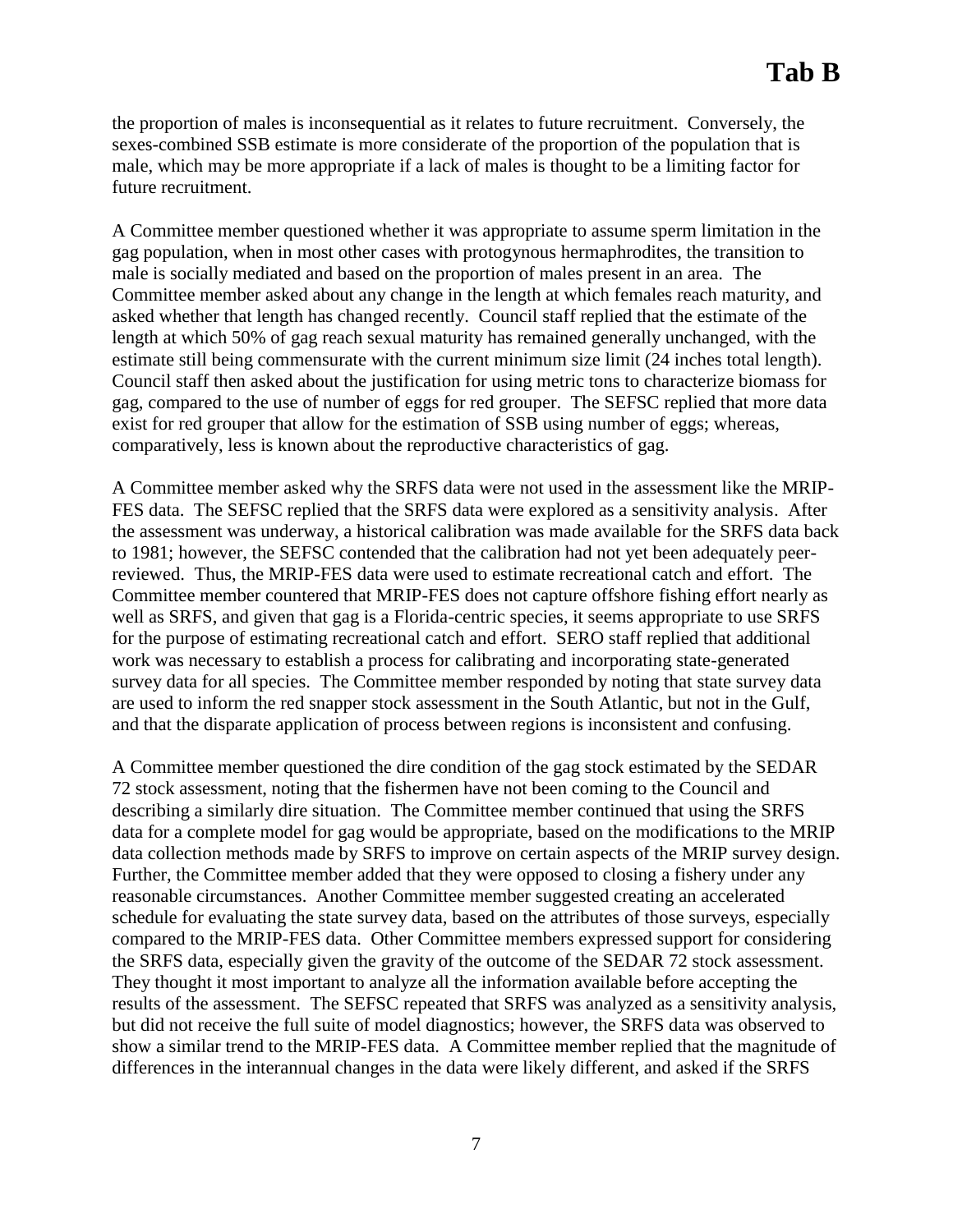the proportion of males is inconsequential as it relates to future recruitment. Conversely, the sexes-combined SSB estimate is more considerate of the proportion of the population that is male, which may be more appropriate if a lack of males is thought to be a limiting factor for future recruitment.

A Committee member questioned whether it was appropriate to assume sperm limitation in the gag population, when in most other cases with protogynous hermaphrodites, the transition to male is socially mediated and based on the proportion of males present in an area. The Committee member asked about any change in the length at which females reach maturity, and asked whether that length has changed recently. Council staff replied that the estimate of the length at which 50% of gag reach sexual maturity has remained generally unchanged, with the estimate still being commensurate with the current minimum size limit (24 inches total length). Council staff then asked about the justification for using metric tons to characterize biomass for gag, compared to the use of number of eggs for red grouper. The SEFSC replied that more data exist for red grouper that allow for the estimation of SSB using number of eggs; whereas, comparatively, less is known about the reproductive characteristics of gag.

A Committee member asked why the SRFS data were not used in the assessment like the MRIP-FES data. The SEFSC replied that the SRFS data were explored as a sensitivity analysis. After the assessment was underway, a historical calibration was made available for the SRFS data back to 1981; however, the SEFSC contended that the calibration had not yet been adequately peer-reviewed. Thus, the MRIP-FES data were used to estimate recreational catch and effort. The Committee member countered that MRIP-FES does not capture offshore fishing effort nearly as well as SRFS, and given that gag is a Florida-centric species, it seems appropriate to use SRFS for the purpose of estimating recreational catch and effort. SERO staff replied that additional work was necessary to establish a process for calibrating and incorporating state-generated survey data for all species. The Committee member responded by noting that state survey data are used to inform the red snapper stock assessment in the South Atlantic, but not in the Gulf, and that the disparate application of process between regions is inconsistent and confusing.

A Committee member questioned the dire condition of the gag stock estimated by the SEDAR 72 stock assessment, noting that the fishermen have not been coming to the Council and describing a similarly dire situation. The Committee member continued that using the SRFS data for a complete model for gag would be appropriate, based on the modifications to the MRIP data collection methods made by SRFS to improve on certain aspects of the MRIP survey design. Further, the Committee member added that they were opposed to closing a fishery under any reasonable circumstances. Another Committee member suggested creating an accelerated schedule for evaluating the state survey data, based on the attributes of those surveys, especially compared to the MRIP-FES data. Other Committee members expressed support for considering the SRFS data, especially given the gravity of the outcome of the SEDAR 72 stock assessment. They thought it most important to analyze all the information available before accepting the results of the assessment. The SEFSC repeated that SRFS was analyzed as a sensitivity analysis, but did not receive the full suite of model diagnostics; however, the SRFS data was observed to show a similar trend to the MRIP-FES data. A Committee member replied that the magnitude of differences in the interannual changes in the data were likely different, and asked if the SRFS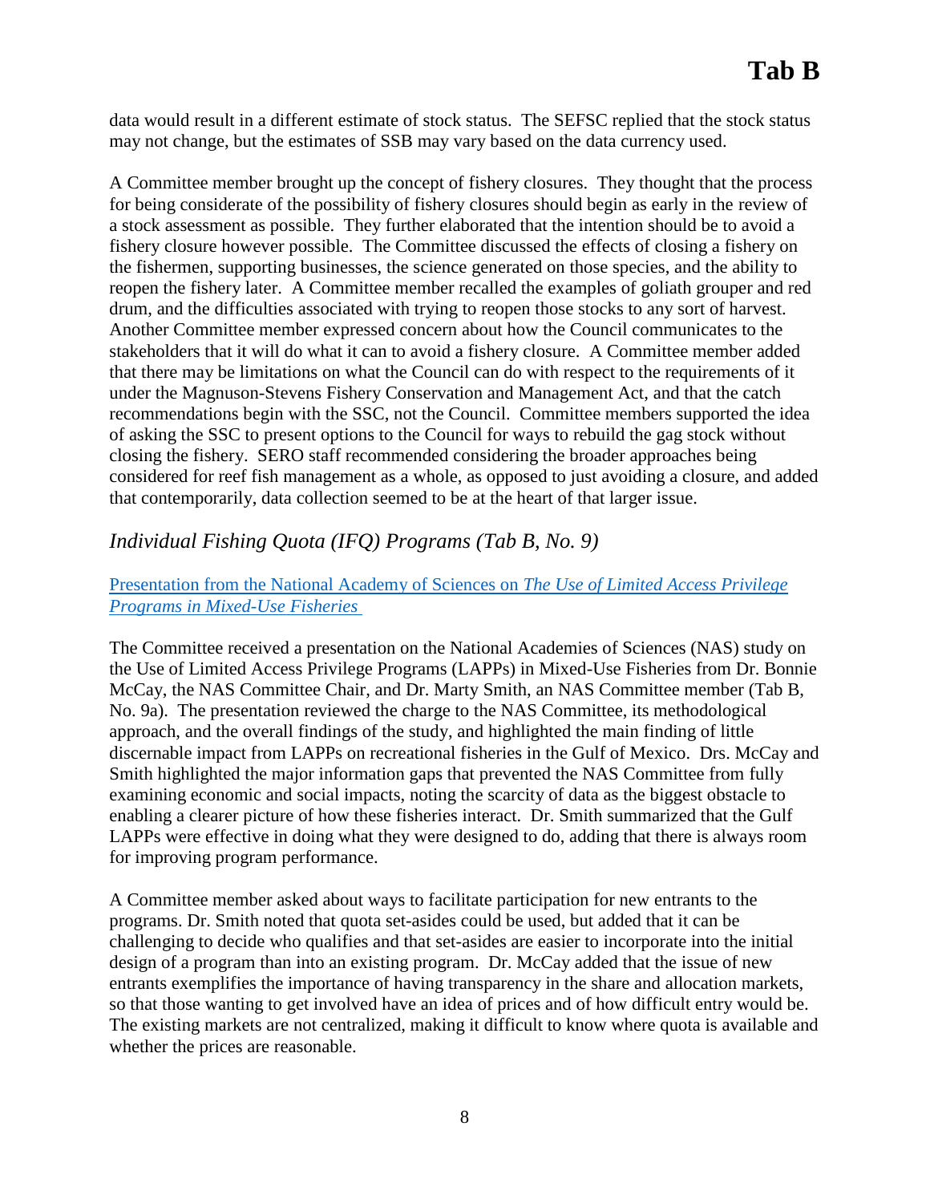data would result in a different estimate of stock status. The SEFSC replied that the stock status may not change, but the estimates of SSB may vary based on the data currency used.

A Committee member brought up the concept of fishery closures. They thought that the process for being considerate of the possibility of fishery closures should begin as early in the review of a stock assessment as possible. They further elaborated that the intention should be to avoid a fishery closure however possible. The Committee discussed the effects of closing a fishery on the fishermen, supporting businesses, the science generated on those species, and the ability to reopen the fishery later. A Committee member recalled the examples of goliath grouper and red drum, and the difficulties associated with trying to reopen those stocks to any sort of harvest. Another Committee member expressed concern about how the Council communicates to the stakeholders that it will do what it can to avoid a fishery closure. A Committee member added that there may be limitations on what the Council can do with respect to the requirements of it under the Magnuson-Stevens Fishery Conservation and Management Act, and that the catch recommendations begin with the SSC, not the Council. Committee members supported the idea of asking the SSC to present options to the Council for ways to rebuild the gag stock without closing the fishery. SERO staff recommended considering the broader approaches being considered for reef fish management as a whole, as opposed to just avoiding a closure, and added that contemporarily, data collection seemed to be at the heart of that larger issue.

## *Individual Fishing Quota (IFQ) Programs (Tab B, No. 9)*

Presentation from the National Academy of Sciences on *The Use of Limited Access Privilege Programs in Mixed-Use Fisheries*

The Committee received a presentation on the National Academies of Sciences (NAS) study on the Use of Limited Access Privilege Programs (LAPPs) in Mixed-Use Fisheries from Dr. Bonnie McCay, the NAS Committee Chair, and Dr. Marty Smith, an NAS Committee member (Tab B, No. 9a). The presentation reviewed the charge to the NAS Committee, its methodological approach, and the overall findings of the study, and highlighted the main finding of little discernable impact from LAPPs on recreational fisheries in the Gulf of Mexico. Drs. McCay and Smith highlighted the major information gaps that prevented the NAS Committee from fully examining economic and social impacts, noting the scarcity of data as the biggest obstacle to enabling a clearer picture of how these fisheries interact. Dr. Smith summarized that the Gulf LAPPs were effective in doing what they were designed to do, adding that there is always room for improving program performance.

A Committee member asked about ways to facilitate participation for new entrants to the programs. Dr. Smith noted that quota set-asides could be used, but added that it can be challenging to decide who qualifies and that set-asides are easier to incorporate into the initial design of a program than into an existing program. Dr. McCay added that the issue of new entrants exemplifies the importance of having transparency in the share and allocation markets, so that those wanting to get involved have an idea of prices and of how difficult entry would be. The existing markets are not centralized, making it difficult to know where quota is available and whether the prices are reasonable.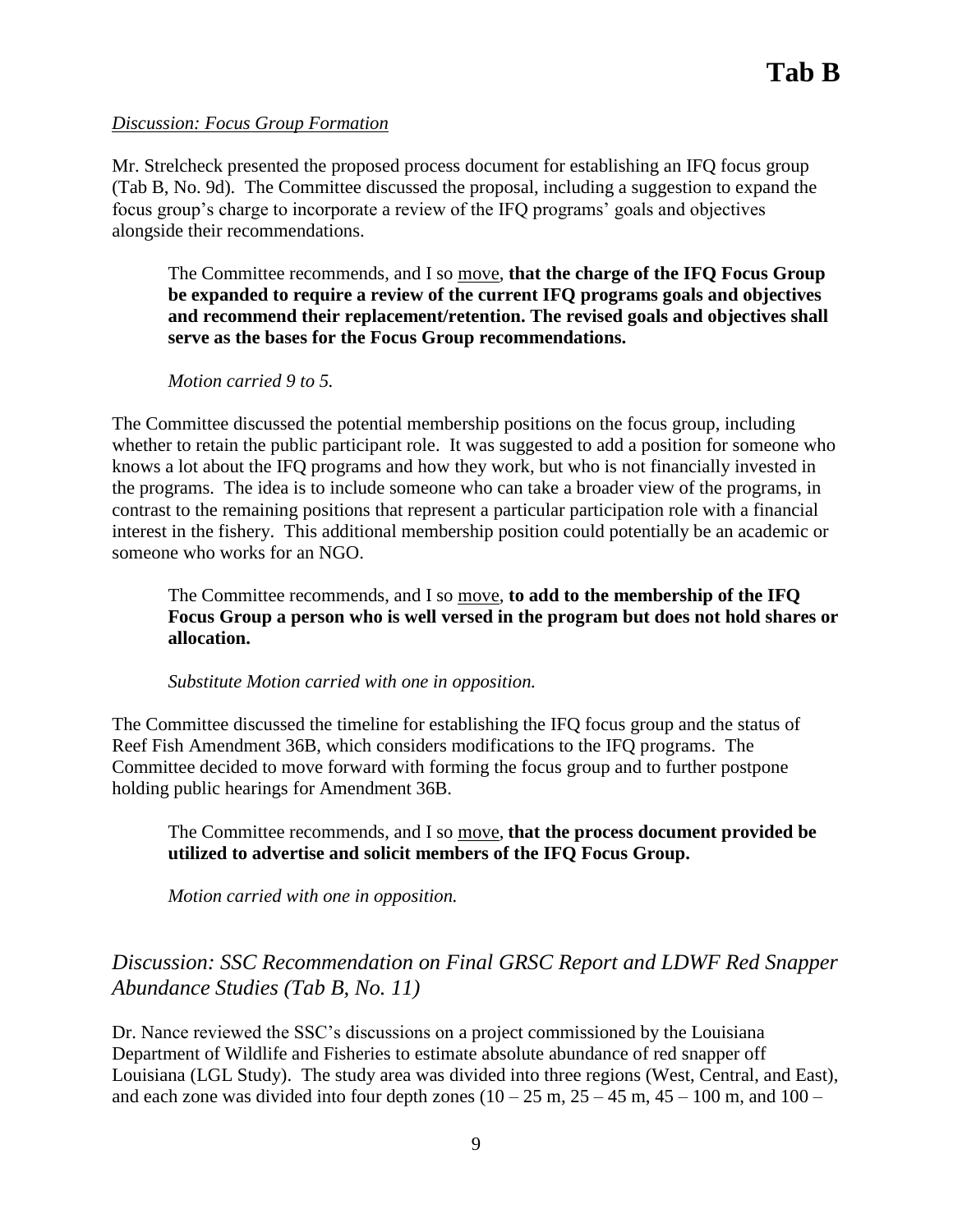*Discussion: Focus Group Formation*

Mr. Strelcheck presented the proposed process document for establishing an IFQ focus group (Tab B, No. 9d). The Committee discussed the proposal, including a suggestion to expand the focus group's charge to incorporate a review of the IFQ programs' goals and objectives alongside their recommendations.

> The Committee recommends, and I so move, **that the charge of the IFQ Focus Group be expanded to require a review of the current IFQ programs goals and objectives and recommend their replacement/retention. The revised goals and objectives shall serve as the bases for the Focus Group recommendations.**
>
> *Motion carried 9 to 5.*

The Committee discussed the potential membership positions on the focus group, including whether to retain the public participant role. It was suggested to add a position for someone who knows a lot about the IFQ programs and how they work, but who is not financially invested in the programs. The idea is to include someone who can take a broader view of the programs, in contrast to the remaining positions that represent a particular participation role with a financial interest in the fishery. This additional membership position could potentially be an academic or someone who works for an NGO.

> The Committee recommends, and I so move, **to add to the membership of the IFQ Focus Group a person who is well versed in the program but does not hold shares or allocation.**
>
> *Substitute Motion carried with one in opposition.*

The Committee discussed the timeline for establishing the IFQ focus group and the status of Reef Fish Amendment 36B, which considers modifications to the IFQ programs. The Committee decided to move forward with forming the focus group and to further postpone holding public hearings for Amendment 36B.

> The Committee recommends, and I so move, **that the process document provided be utilized to advertise and solicit members of the IFQ Focus Group.**
>
> *Motion carried with one in opposition.*

## *Discussion: SSC Recommendation on Final GRSC Report and LDWF Red Snapper Abundance Studies (Tab B, No. 11)*

Dr. Nance reviewed the SSC's discussions on a project commissioned by the Louisiana Department of Wildlife and Fisheries to estimate absolute abundance of red snapper off Louisiana (LGL Study). The study area was divided into three regions (West, Central, and East), and each zone was divided into four depth zones (10 – 25 m, 25 – 45 m, 45 – 100 m, and 100 –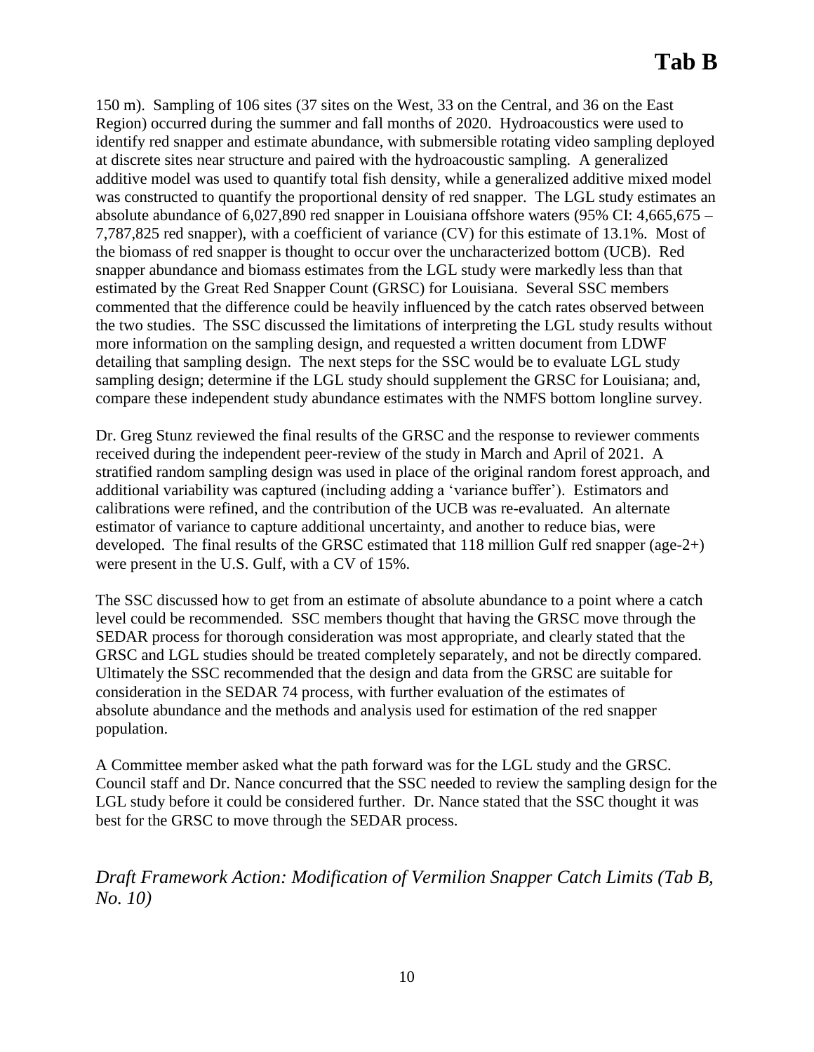150 m). Sampling of 106 sites (37 sites on the West, 33 on the Central, and 36 on the East Region) occurred during the summer and fall months of 2020. Hydroacoustics were used to identify red snapper and estimate abundance, with submersible rotating video sampling deployed at discrete sites near structure and paired with the hydroacoustic sampling. A generalized additive model was used to quantify total fish density, while a generalized additive mixed model was constructed to quantify the proportional density of red snapper. The LGL study estimates an absolute abundance of 6,027,890 red snapper in Louisiana offshore waters (95% CI: 4,665,675 – 7,787,825 red snapper), with a coefficient of variance (CV) for this estimate of 13.1%. Most of the biomass of red snapper is thought to occur over the uncharacterized bottom (UCB). Red snapper abundance and biomass estimates from the LGL study were markedly less than that estimated by the Great Red Snapper Count (GRSC) for Louisiana. Several SSC members commented that the difference could be heavily influenced by the catch rates observed between the two studies. The SSC discussed the limitations of interpreting the LGL study results without more information on the sampling design, and requested a written document from LDWF detailing that sampling design. The next steps for the SSC would be to evaluate LGL study sampling design; determine if the LGL study should supplement the GRSC for Louisiana; and, compare these independent study abundance estimates with the NMFS bottom longline survey.

Dr. Greg Stunz reviewed the final results of the GRSC and the response to reviewer comments received during the independent peer-review of the study in March and April of 2021. A stratified random sampling design was used in place of the original random forest approach, and additional variability was captured (including adding a 'variance buffer'). Estimators and calibrations were refined, and the contribution of the UCB was re-evaluated. An alternate estimator of variance to capture additional uncertainty, and another to reduce bias, were developed. The final results of the GRSC estimated that 118 million Gulf red snapper (age-2+) were present in the U.S. Gulf, with a CV of 15%.

The SSC discussed how to get from an estimate of absolute abundance to a point where a catch level could be recommended. SSC members thought that having the GRSC move through the SEDAR process for thorough consideration was most appropriate, and clearly stated that the GRSC and LGL studies should be treated completely separately, and not be directly compared. Ultimately the SSC recommended that the design and data from the GRSC are suitable for consideration in the SEDAR 74 process, with further evaluation of the estimates of absolute abundance and the methods and analysis used for estimation of the red snapper population.

A Committee member asked what the path forward was for the LGL study and the GRSC. Council staff and Dr. Nance concurred that the SSC needed to review the sampling design for the LGL study before it could be considered further. Dr. Nance stated that the SSC thought it was best for the GRSC to move through the SEDAR process.

## *Draft Framework Action: Modification of Vermilion Snapper Catch Limits (Tab B, No. 10)*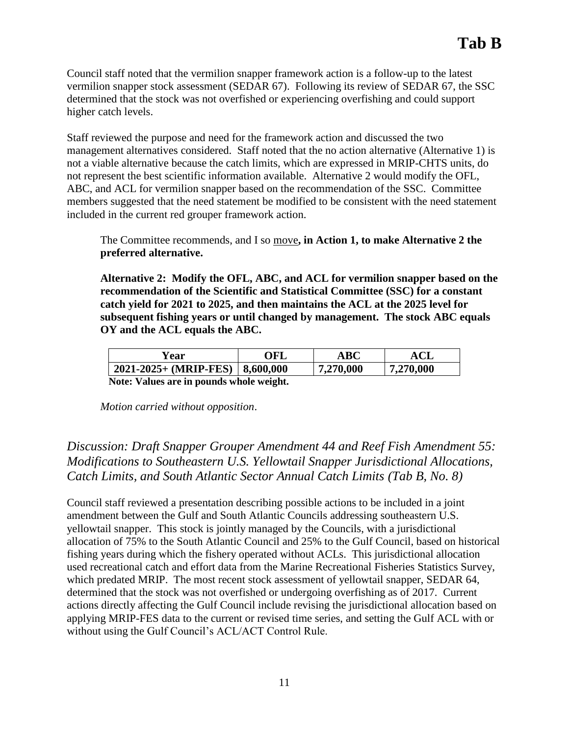Council staff noted that the vermilion snapper framework action is a follow-up to the latest vermilion snapper stock assessment (SEDAR 67). Following its review of SEDAR 67, the SSC determined that the stock was not overfished or experiencing overfishing and could support higher catch levels.

Staff reviewed the purpose and need for the framework action and discussed the two management alternatives considered. Staff noted that the no action alternative (Alternative 1) is not a viable alternative because the catch limits, which are expressed in MRIP-CHTS units, do not represent the best scientific information available. Alternative 2 would modify the OFL, ABC, and ACL for vermilion snapper based on the recommendation of the SSC. Committee members suggested that the need statement be modified to be consistent with the need statement included in the current red grouper framework action.

> The Committee recommends, and I so move**, in Action 1, to make Alternative 2 the preferred alternative.**
>
> **Alternative 2: Modify the OFL, ABC, and ACL for vermilion snapper based on the recommendation of the Scientific and Statistical Committee (SSC) for a constant catch yield for 2021 to 2025, and then maintains the ACL at the 2025 level for subsequent fishing years or until changed by management. The stock ABC equals OY and the ACL equals the ABC.**
>
> | Year | OFL | ABC | ACL |
> |---|---|---|---|
> | **2021-2025+ (MRIP-FES)** | **8,600,000** | **7,270,000** | **7,270,000** |
>
> **Note: Values are in pounds whole weight.**
>
> *Motion carried without opposition*.

## *Discussion: Draft Snapper Grouper Amendment 44 and Reef Fish Amendment 55: Modifications to Southeastern U.S. Yellowtail Snapper Jurisdictional Allocations, Catch Limits, and South Atlantic Sector Annual Catch Limits (Tab B, No. 8)*

Council staff reviewed a presentation describing possible actions to be included in a joint amendment between the Gulf and South Atlantic Councils addressing southeastern U.S. yellowtail snapper. This stock is jointly managed by the Councils, with a jurisdictional allocation of 75% to the South Atlantic Council and 25% to the Gulf Council, based on historical fishing years during which the fishery operated without ACLs. This jurisdictional allocation used recreational catch and effort data from the Marine Recreational Fisheries Statistics Survey, which predated MRIP. The most recent stock assessment of yellowtail snapper, SEDAR 64, determined that the stock was not overfished or undergoing overfishing as of 2017. Current actions directly affecting the Gulf Council include revising the jurisdictional allocation based on applying MRIP-FES data to the current or revised time series, and setting the Gulf ACL with or without using the Gulf Council's ACL/ACT Control Rule.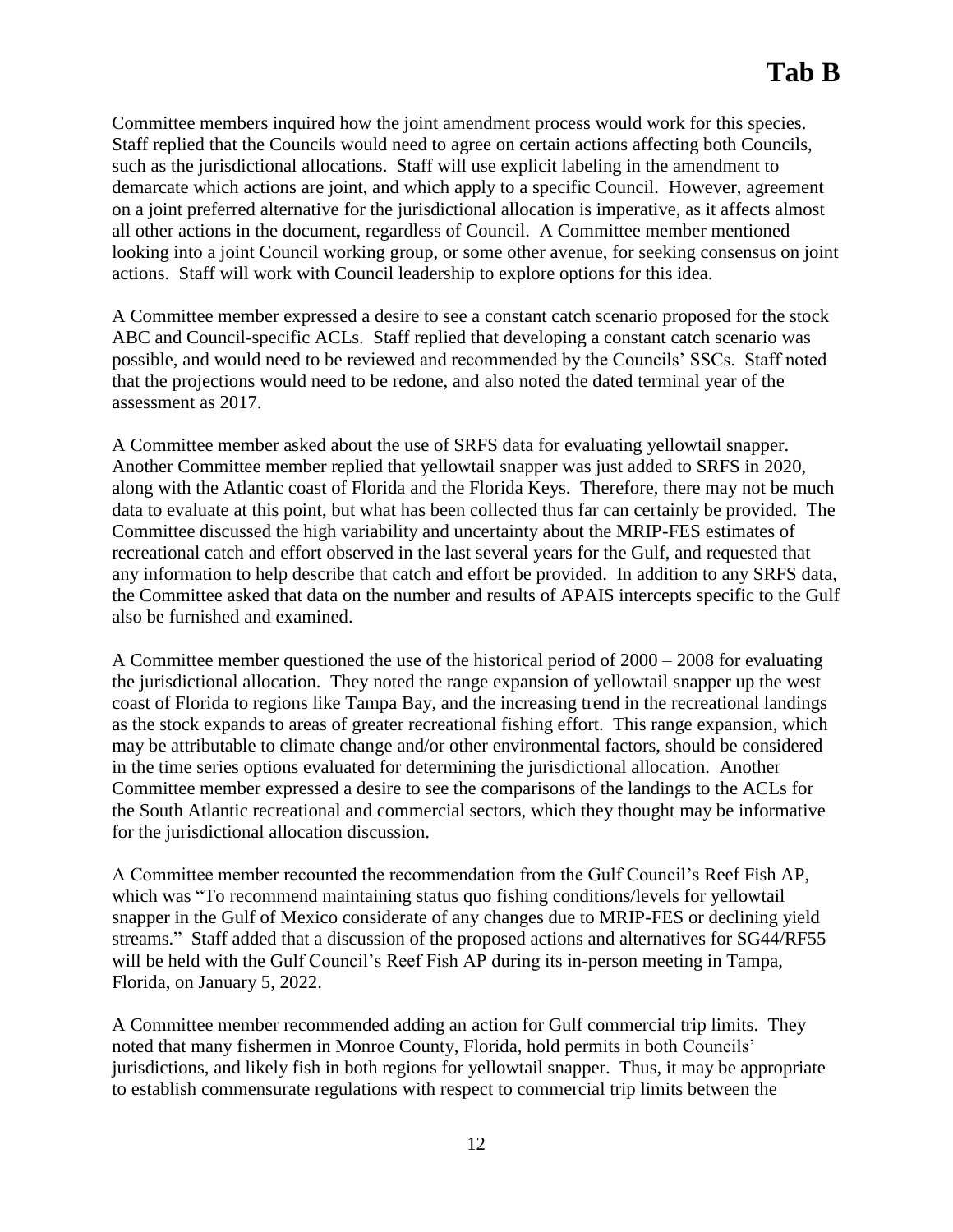Committee members inquired how the joint amendment process would work for this species. Staff replied that the Councils would need to agree on certain actions affecting both Councils, such as the jurisdictional allocations. Staff will use explicit labeling in the amendment to demarcate which actions are joint, and which apply to a specific Council. However, agreement on a joint preferred alternative for the jurisdictional allocation is imperative, as it affects almost all other actions in the document, regardless of Council. A Committee member mentioned looking into a joint Council working group, or some other avenue, for seeking consensus on joint actions. Staff will work with Council leadership to explore options for this idea.

A Committee member expressed a desire to see a constant catch scenario proposed for the stock ABC and Council-specific ACLs. Staff replied that developing a constant catch scenario was possible, and would need to be reviewed and recommended by the Councils' SSCs. Staff noted that the projections would need to be redone, and also noted the dated terminal year of the assessment as 2017.

A Committee member asked about the use of SRFS data for evaluating yellowtail snapper. Another Committee member replied that yellowtail snapper was just added to SRFS in 2020, along with the Atlantic coast of Florida and the Florida Keys. Therefore, there may not be much data to evaluate at this point, but what has been collected thus far can certainly be provided. The Committee discussed the high variability and uncertainty about the MRIP-FES estimates of recreational catch and effort observed in the last several years for the Gulf, and requested that any information to help describe that catch and effort be provided. In addition to any SRFS data, the Committee asked that data on the number and results of APAIS intercepts specific to the Gulf also be furnished and examined.

A Committee member questioned the use of the historical period of 2000 – 2008 for evaluating the jurisdictional allocation. They noted the range expansion of yellowtail snapper up the west coast of Florida to regions like Tampa Bay, and the increasing trend in the recreational landings as the stock expands to areas of greater recreational fishing effort. This range expansion, which may be attributable to climate change and/or other environmental factors, should be considered in the time series options evaluated for determining the jurisdictional allocation. Another Committee member expressed a desire to see the comparisons of the landings to the ACLs for the South Atlantic recreational and commercial sectors, which they thought may be informative for the jurisdictional allocation discussion.

A Committee member recounted the recommendation from the Gulf Council's Reef Fish AP, which was "To recommend maintaining status quo fishing conditions/levels for yellowtail snapper in the Gulf of Mexico considerate of any changes due to MRIP-FES or declining yield streams." Staff added that a discussion of the proposed actions and alternatives for SG44/RF55 will be held with the Gulf Council's Reef Fish AP during its in-person meeting in Tampa, Florida, on January 5, 2022.

A Committee member recommended adding an action for Gulf commercial trip limits. They noted that many fishermen in Monroe County, Florida, hold permits in both Councils' jurisdictions, and likely fish in both regions for yellowtail snapper. Thus, it may be appropriate to establish commensurate regulations with respect to commercial trip limits between the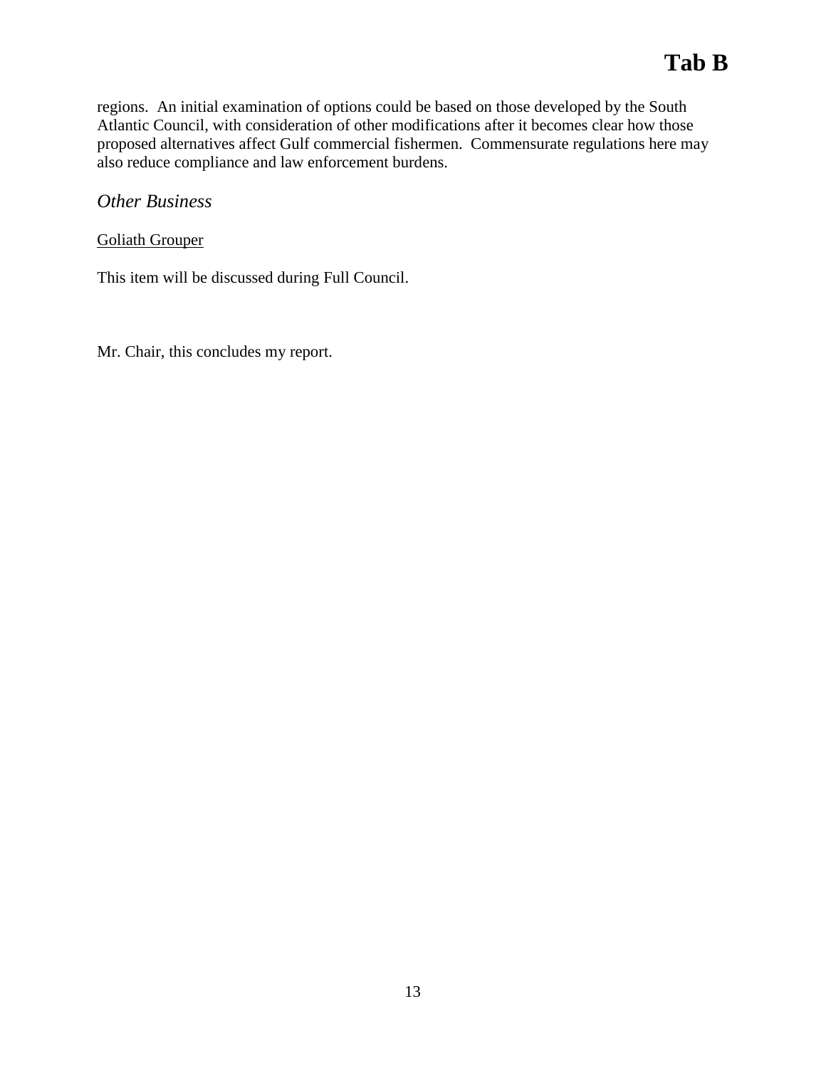regions. An initial examination of options could be based on those developed by the South Atlantic Council, with consideration of other modifications after it becomes clear how those proposed alternatives affect Gulf commercial fishermen. Commensurate regulations here may also reduce compliance and law enforcement burdens.

## *Other Business*

<u>Goliath Grouper</u>

This item will be discussed during Full Council.

Mr. Chair, this concludes my report.